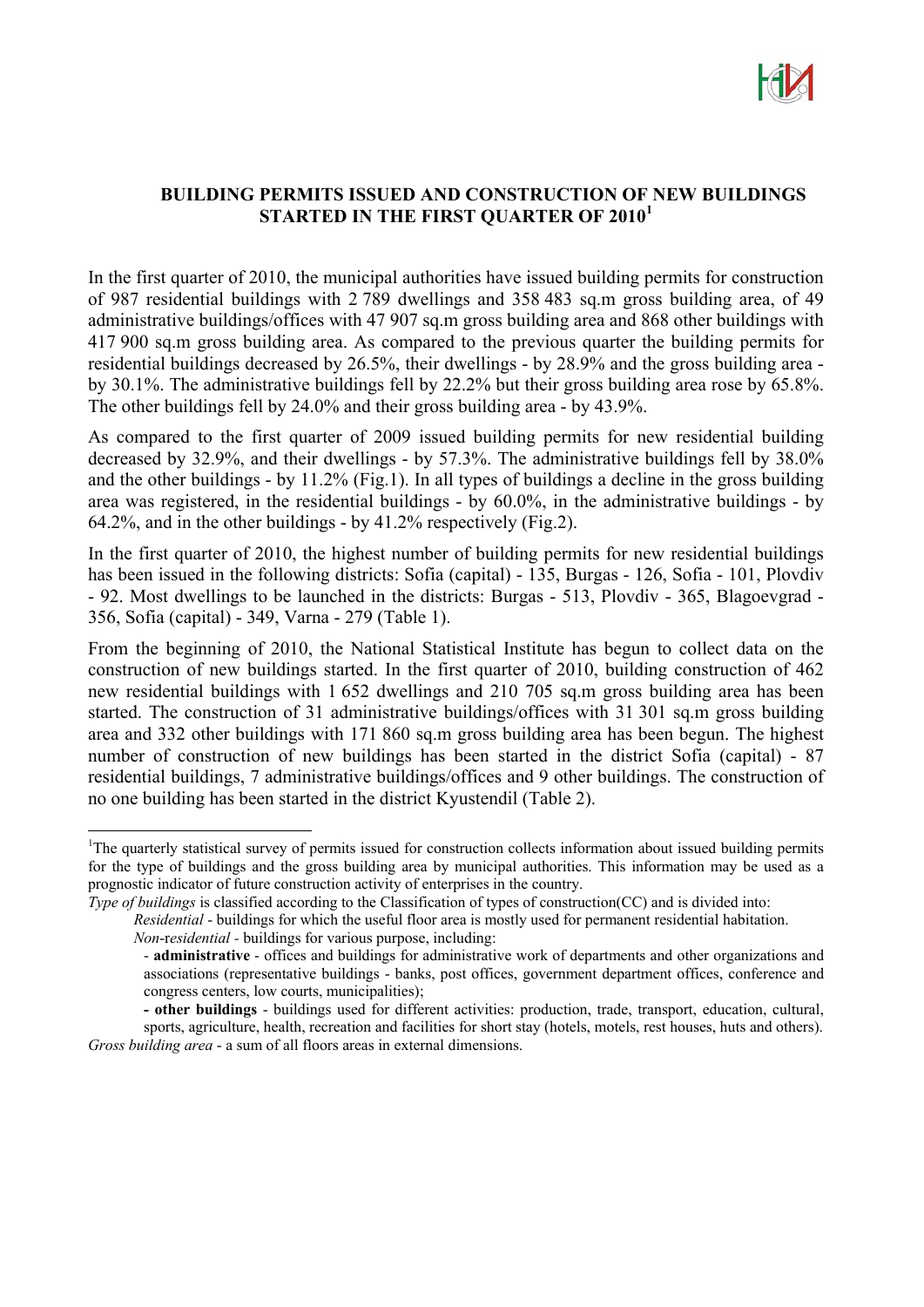## BUILDING PERMITS ISSUED AND CONSTRUCTION OF NEW BUILDINGS STARTED IN THE FIRST QUARTER OF 2010[1]

In the first quarter of 2010, the municipal authorities have issued building permits for construction of 987 residential buildings with 2 789 dwellings and 358 483 sq.m gross building area, of 49 administrative buildings/offices with 47 907 sq.m gross building area and 868 other buildings with 417 900 sq.m gross building area. As compared to the previous quarter the building permits for residential buildings decreased by 26.5%, their dwellings - by 28.9% and the gross building area - by 30.1%. The administrative buildings fell by 22.2% but their gross building area rose by 65.8%. The other buildings fell by 24.0% and their gross building area - by 43.9%.

As compared to the first quarter of 2009 issued building permits for new residential building decreased by 32.9%, and their dwellings - by 57.3%. The administrative buildings fell by 38.0% and the other buildings - by 11.2% (Fig.1). In all types of buildings a decline in the gross building area was registered, in the residential buildings - by 60.0%, in the administrative buildings - by 64.2%, and in the other buildings - by 41.2% respectively (Fig.2).

In the first quarter of 2010, the highest number of building permits for new residential buildings has been issued in the following districts: Sofia (capital) - 135, Burgas - 126, Sofia - 101, Plovdiv - 92. Most dwellings to be launched in the districts: Burgas - 513, Plovdiv - 365, Blagoevgrad - 356, Sofia (capital) - 349, Varna - 279 (Table 1).

From the beginning of 2010, the National Statistical Institute has begun to collect data on the construction of new buildings started. In the first quarter of 2010, building construction of 462 new residential buildings with 1 652 dwellings and 210 705 sq.m gross building area has been started. The construction of 31 administrative buildings/offices with 31 301 sq.m gross building area and 332 other buildings with 171 860 sq.m gross building area has been begun. The highest number of construction of new buildings has been started in the district Sofia (capital) - 87 residential buildings, 7 administrative buildings/offices and 9 other buildings. The construction of no one building has been started in the district Kyustendil (Table 2).

---

[1]The quarterly statistical survey of permits issued for construction collects information about issued building permits for the type of buildings and the gross building area by municipal authorities. This information may be used as a prognostic indicator of future construction activity of enterprises in the country.

*Type of buildings* is classified according to the Classification of types of construction(CC) and is divided into:

*Residential* - buildings for which the useful floor area is mostly used for permanent residential habitation.

*Non-residential* - buildings for various purpose, including:

- **administrative** - offices and buildings for administrative work of departments and other organizations and associations (representative buildings - banks, post offices, government department offices, conference and congress centers, low courts, municipalities);
- **other buildings** - buildings used for different activities: production, trade, transport, education, cultural, sports, agriculture, health, recreation and facilities for short stay (hotels, motels, rest houses, huts and others).

*Gross building area* - a sum of all floors areas in external dimensions.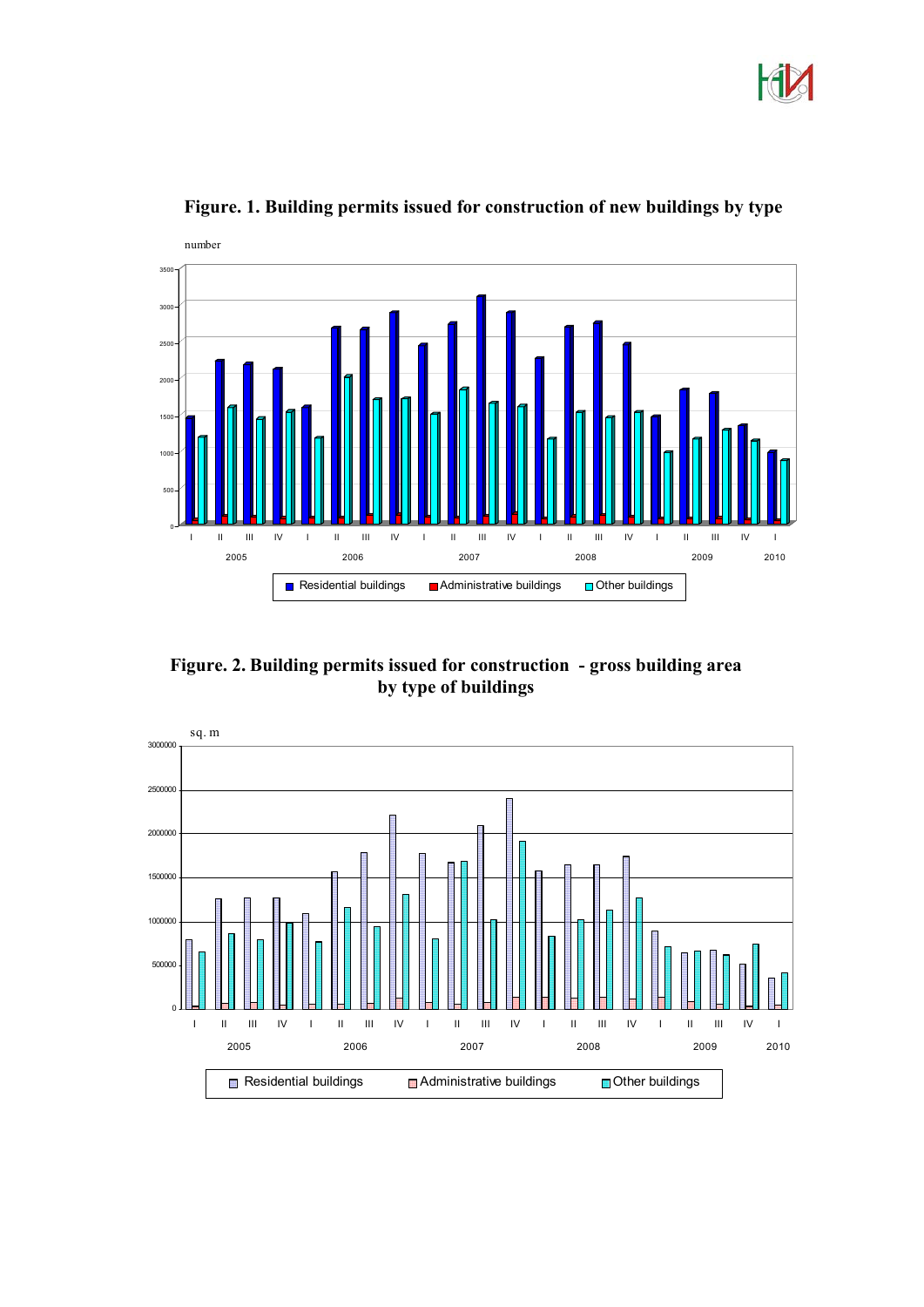**Figure. 1. Building permits issued for construction of new buildings by type**

**Figure. 2. Building permits issued for construction - gross building area by type of buildings**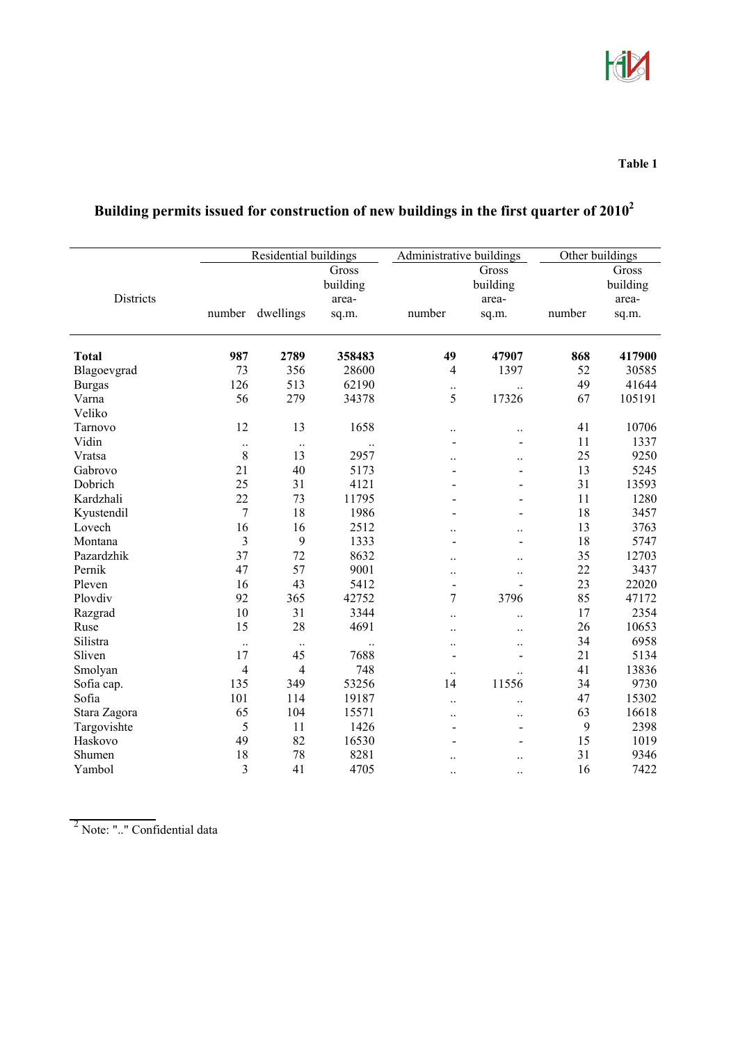Table 1

## Building permits issued for construction of new buildings in the first quarter of 2010[2]

| Districts | Residential buildings | | | Administrative buildings | | Other buildings | |
|---|---|---|---|---|---|---|---|
| | number | dwellings | Gross building area- sq.m. | number | Gross building area- sq.m. | number | Gross building area- sq.m. |
| **Total** | **987** | **2789** | **358483** | **49** | **47907** | **868** | **417900** |
| Blagoevgrad | 73 | 356 | 28600 | 4 | 1397 | 52 | 30585 |
| Burgas | 126 | 513 | 62190 | .. | .. | 49 | 41644 |
| Varna | 56 | 279 | 34378 | 5 | 17326 | 67 | 105191 |
| Veliko Tarnovo | 12 | 13 | 1658 | .. | .. | 41 | 10706 |
| Vidin | .. | .. | .. | - | - | 11 | 1337 |
| Vratsa | 8 | 13 | 2957 | .. | .. | 25 | 9250 |
| Gabrovo | 21 | 40 | 5173 | - | - | 13 | 5245 |
| Dobrich | 25 | 31 | 4121 | - | - | 31 | 13593 |
| Kardzhali | 22 | 73 | 11795 | - | - | 11 | 1280 |
| Kyustendil | 7 | 18 | 1986 | - | - | 18 | 3457 |
| Lovech | 16 | 16 | 2512 | .. | .. | 13 | 3763 |
| Montana | 3 | 9 | 1333 | - | - | 18 | 5747 |
| Pazardzhik | 37 | 72 | 8632 | .. | .. | 35 | 12703 |
| Pernik | 47 | 57 | 9001 | .. | .. | 22 | 3437 |
| Pleven | 16 | 43 | 5412 | - | - | 23 | 22020 |
| Plovdiv | 92 | 365 | 42752 | 7 | 3796 | 85 | 47172 |
| Razgrad | 10 | 31 | 3344 | .. | .. | 17 | 2354 |
| Ruse | 15 | 28 | 4691 | .. | .. | 26 | 10653 |
| Silistra | .. | .. | .. | .. | .. | 34 | 6958 |
| Sliven | 17 | 45 | 7688 | - | - | 21 | 5134 |
| Smolyan | 4 | 4 | 748 | .. | .. | 41 | 13836 |
| Sofia cap. | 135 | 349 | 53256 | 14 | 11556 | 34 | 9730 |
| Sofia | 101 | 114 | 19187 | .. | .. | 47 | 15302 |
| Stara Zagora | 65 | 104 | 15571 | .. | .. | 63 | 16618 |
| Targovishte | 5 | 11 | 1426 | - | - | 9 | 2398 |
| Haskovo | 49 | 82 | 16530 | - | - | 15 | 1019 |
| Shumen | 18 | 78 | 8281 | .. | .. | 31 | 9346 |
| Yambol | 3 | 41 | 4705 | .. | .. | 16 | 7422 |

[2] Note: ".." Confidential data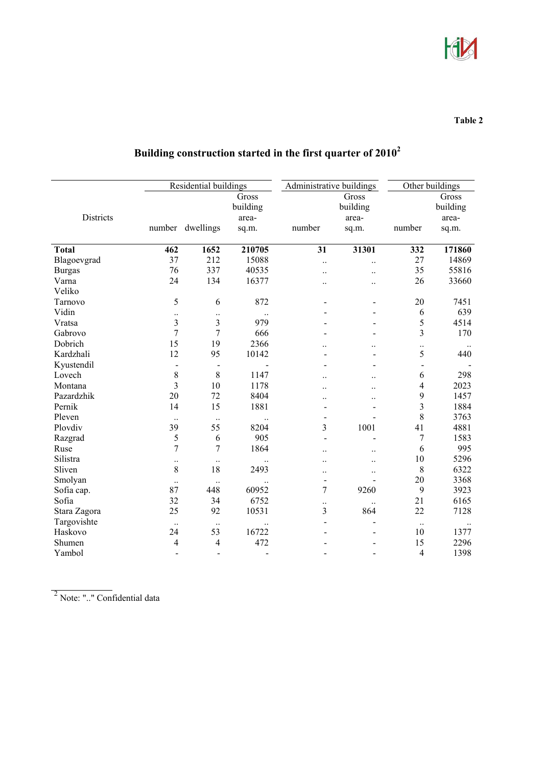Table 2

## Building construction started in the first quarter of 2010[2]

| Districts | Residential buildings | | | Administrative buildings | | Other buildings | |
|---|---|---|---|---|---|---|---|
| | number | dwellings | Gross building area-sq.m. | number | Gross building area-sq.m. | number | Gross building area-sq.m. |
| **Total** | **462** | **1652** | **210705** | **31** | **31301** | **332** | **171860** |
| Blagoevgrad | 37 | 212 | 15088 | .. | .. | 27 | 14869 |
| Burgas | 76 | 337 | 40535 | .. | .. | 35 | 55816 |
| Varna | 24 | 134 | 16377 | .. | .. | 26 | 33660 |
| Veliko Tarnovo | 5 | 6 | 872 | - | - | 20 | 7451 |
| Vidin | .. | .. | .. | - | - | 6 | 639 |
| Vratsa | 3 | 3 | 979 | - | - | 5 | 4514 |
| Gabrovo | 7 | 7 | 666 | - | - | 3 | 170 |
| Dobrich | 15 | 19 | 2366 | .. | .. | .. | .. |
| Kardzhali | 12 | 95 | 10142 | - | - | 5 | 440 |
| Kyustendil | - | - | - | - | - | - | - |
| Lovech | 8 | 8 | 1147 | .. | .. | 6 | 298 |
| Montana | 3 | 10 | 1178 | .. | .. | 4 | 2023 |
| Pazardzhik | 20 | 72 | 8404 | .. | .. | 9 | 1457 |
| Pernik | 14 | 15 | 1881 | - | - | 3 | 1884 |
| Pleven | .. | .. | .. | - | - | 8 | 3763 |
| Plovdiv | 39 | 55 | 8204 | 3 | 1001 | 41 | 4881 |
| Razgrad | 5 | 6 | 905 | - | - | 7 | 1583 |
| Ruse | 7 | 7 | 1864 | .. | .. | 6 | 995 |
| Silistra | .. | .. | .. | .. | .. | 10 | 5296 |
| Sliven | 8 | 18 | 2493 | .. | .. | 8 | 6322 |
| Smolyan | .. | .. | .. | - | - | 20 | 3368 |
| Sofia cap. | 87 | 448 | 60952 | 7 | 9260 | 9 | 3923 |
| Sofia | 32 | 34 | 6752 | .. | .. | 21 | 6165 |
| Stara Zagora | 25 | 92 | 10531 | 3 | 864 | 22 | 7128 |
| Targovishte | .. | .. | .. | - | - | .. | .. |
| Haskovo | 24 | 53 | 16722 | - | - | 10 | 1377 |
| Shumen | 4 | 4 | 472 | - | - | 15 | 2296 |
| Yambol | - | - | - | - | - | 4 | 1398 |

[2] Note: ".." Confidential data